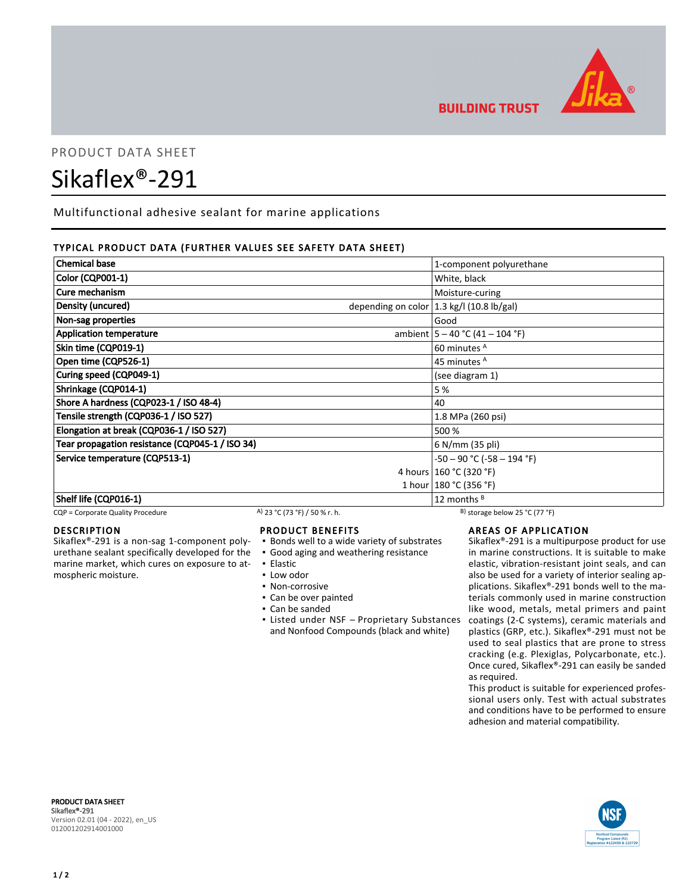PRODUCT DATA SHEET

# Sikaflex®-291

Multifunctional adhesive sealant for marine applications

## TYPICAL PRODUCT DATA (FURTHER VALUES SEE SAFETY DATA SHEET)

| Property | | Value |
|---|---|---|
| **Chemical base** | | 1-component polyurethane |
| **Color (CQP001-1)** | | White, black |
| **Cure mechanism** | | Moisture-curing |
| **Density (uncured)** | depending on color | 1.3 kg/l (10.8 lb/gal) |
| **Non-sag properties** | | Good |
| **Application temperature** | ambient | 5 – 40 °C (41 – 104 °F) |
| **Skin time (CQP019-1)** | | 60 minutes [A] |
| **Open time (CQP526-1)** | | 45 minutes [A] |
| **Curing speed (CQP049-1)** | | (see diagram 1) |
| **Shrinkage (CQP014-1)** | | 5 % |
| **Shore A hardness (CQP023-1 / ISO 48-4)** | | 40 |
| **Tensile strength (CQP036-1 / ISO 527)** | | 1.8 MPa (260 psi) |
| **Elongation at break (CQP036-1 / ISO 527)** | | 500 % |
| **Tear propagation resistance (CQP045-1 / ISO 34)** | | 6 N/mm (35 pli) |
| **Service temperature (CQP513-1)** | | -50 – 90 °C (-58 – 194 °F) |
| | 4 hours | 160 °C (320 °F) |
| | 1 hour | 180 °C (356 °F) |
| **Shelf life (CQP016-1)** | | 12 months [B] |

CQP = Corporate Quality Procedure  A) 23 °C (73 °F) / 50 % r. h.  B) storage below 25 °C (77 °F)

## DESCRIPTION

Sikaflex®-291 is a non-sag 1-component polyurethane sealant specifically developed for the marine market, which cures on exposure to atmospheric moisture.

## PRODUCT BENEFITS

- Bonds well to a wide variety of substrates
- Good aging and weathering resistance
- Elastic
- Low odor
- Non-corrosive
- Can be over painted
- Can be sanded
- Listed under NSF – Proprietary Substances and Nonfood Compounds (black and white)

## AREAS OF APPLICATION

Sikaflex®-291 is a multipurpose product for use in marine constructions. It is suitable to make elastic, vibration-resistant joint seals, and can also be used for a variety of interior sealing applications. Sikaflex®-291 bonds well to the materials commonly used in marine construction like wood, metals, metal primers and paint coatings (2-C systems), ceramic materials and plastics (GRP, etc.). Sikaflex®-291 must not be used to seal plastics that are prone to stress cracking (e.g. Plexiglas, Polycarbonate, etc.). Once cured, Sikaflex®-291 can easily be sanded as required.

This product is suitable for experienced professional users only. Test with actual substrates and conditions have to be performed to ensure adhesion and material compatibility.

**PRODUCT DATA SHEET**
**Sikaflex®-291**
Version 02.01 (04 - 2022), en_US
012001202914001000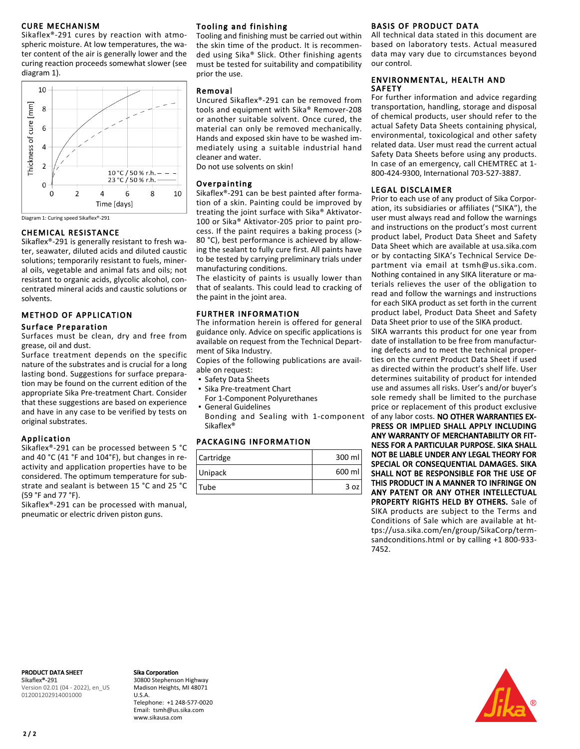## CURE MECHANISM

Sikaflex®-291 cures by reaction with atmospheric moisture. At low temperatures, the water content of the air is generally lower and the curing reaction proceeds somewhat slower (see diagram 1).

Thickness of cure [mm]
10
8
6
4
2
0
0 2 4 6 8 10
Time [days]
10 °C / 50 % r.h.
23 °C / 50 % r.h.

Diagram 1: Curing speed Sikaflex®-291

## CHEMICAL RESISTANCE

Sikaflex®-291 is generally resistant to fresh water, seawater, diluted acids and diluted caustic solutions; temporarily resistant to fuels, mineral oils, vegetable and animal fats and oils; not resistant to organic acids, glycolic alcohol, concentrated mineral acids and caustic solutions or solvents.

## METHOD OF APPLICATION

### Surface Preparation

Surfaces must be clean, dry and free from grease, oil and dust.

Surface treatment depends on the specific nature of the substrates and is crucial for a long lasting bond. Suggestions for surface preparation may be found on the current edition of the appropriate Sika Pre-treatment Chart. Consider that these suggestions are based on experience and have in any case to be verified by tests on original substrates.

### Application

Sikaflex®-291 can be processed between 5 °C and 40 °C (41 °F and 104°F), but changes in reactivity and application properties have to be considered. The optimum temperature for substrate and sealant is between 15 °C and 25 °C (59 °F and 77 °F).

Sikaflex®-291 can be processed with manual, pneumatic or electric driven piston guns.

### Tooling and finishing

Tooling and finishing must be carried out within the skin time of the product. It is recommended using Sika® Slick. Other finishing agents must be tested for suitability and compatibility prior the use.

### Removal

Uncured Sikaflex®-291 can be removed from tools and equipment with Sika® Remover-208 or another suitable solvent. Once cured, the material can only be removed mechanically. Hands and exposed skin have to be washed immediately using a suitable industrial hand cleaner and water.

Do not use solvents on skin!

### Overpainting

Sikaflex®-291 can be best painted after formation of a skin. Painting could be improved by treating the joint surface with Sika® Aktivator-100 or Sika® Aktivator-205 prior to paint process. If the paint requires a baking process (> 80 °C), best performance is achieved by allowing the sealant to fully cure first. All paints have to be tested by carrying preliminary trials under manufacturing conditions.

The elasticity of paints is usually lower than that of sealants. This could lead to cracking of the paint in the joint area.

## FURTHER INFORMATION

The information herein is offered for general guidance only. Advice on specific applications is available on request from the Technical Department of Sika Industry.

Copies of the following publications are available on request:

- Safety Data Sheets
- Sika Pre-treatment Chart For 1-Component Polyurethanes
- General Guidelines Bonding and Sealing with 1-component Sikaflex®

## PACKAGING INFORMATION

| | |
|---|---|
| Cartridge | 300 ml |
| Unipack | 600 ml |
| Tube | 3 oz |

## BASIS OF PRODUCT DATA

All technical data stated in this document are based on laboratory tests. Actual measured data may vary due to circumstances beyond our control.

## ENVIRONMENTAL, HEALTH AND SAFETY

For further information and advice regarding transportation, handling, storage and disposal of chemical products, user should refer to the actual Safety Data Sheets containing physical, environmental, toxicological and other safety related data. User must read the current actual Safety Data Sheets before using any products. In case of an emergency, call CHEMTREC at 1-800-424-9300, International 703-527-3887.

## LEGAL DISCLAIMER

Prior to each use of any product of Sika Corporation, its subsidiaries or affiliates ("SIKA"), the user must always read and follow the warnings and instructions on the product's most current product label, Product Data Sheet and Safety Data Sheet which are available at usa.sika.com or by contacting SIKA's Technical Service Department via email at tsmh@us.sika.com. Nothing contained in any SIKA literature or materials relieves the user of the obligation to read and follow the warnings and instructions for each SIKA product as set forth in the current product label, Product Data Sheet and Safety Data Sheet prior to use of the SIKA product.

SIKA warrants this product for one year from date of installation to be free from manufacturing defects and to meet the technical properties on the current Product Data Sheet if used as directed within the product's shelf life. User determines suitability of product for intended use and assumes all risks. User's and/or buyer's sole remedy shall be limited to the purchase price or replacement of this product exclusive of any labor costs. **NO OTHER WARRANTIES EXPRESS OR IMPLIED SHALL APPLY INCLUDING ANY WARRANTY OF MERCHANTABILITY OR FITNESS FOR A PARTICULAR PURPOSE. SIKA SHALL NOT BE LIABLE UNDER ANY LEGAL THEORY FOR SPECIAL OR CONSEQUENTIAL DAMAGES. SIKA SHALL NOT BE RESPONSIBLE FOR THE USE OF THIS PRODUCT IN A MANNER TO INFRINGE ON ANY PATENT OR ANY OTHER INTELLECTUAL PROPERTY RIGHTS HELD BY OTHERS.** Sale of SIKA products are subject to the Terms and Conditions of Sale which are available at https://usa.sika.com/en/group/SikaCorp/termsandconditions.html or by calling +1 800-933-7452.

**PRODUCT DATA SHEET**
**Sikaflex®-291**
Version 02.01 (04 - 2022), en_US
012001202914001000

**Sika Corporation**
30800 Stephenson Highway
Madison Heights, MI 48071
U.S.A.
Telephone: +1 248-577-0020
Email: tsmh@us.sika.com
www.sikausa.com